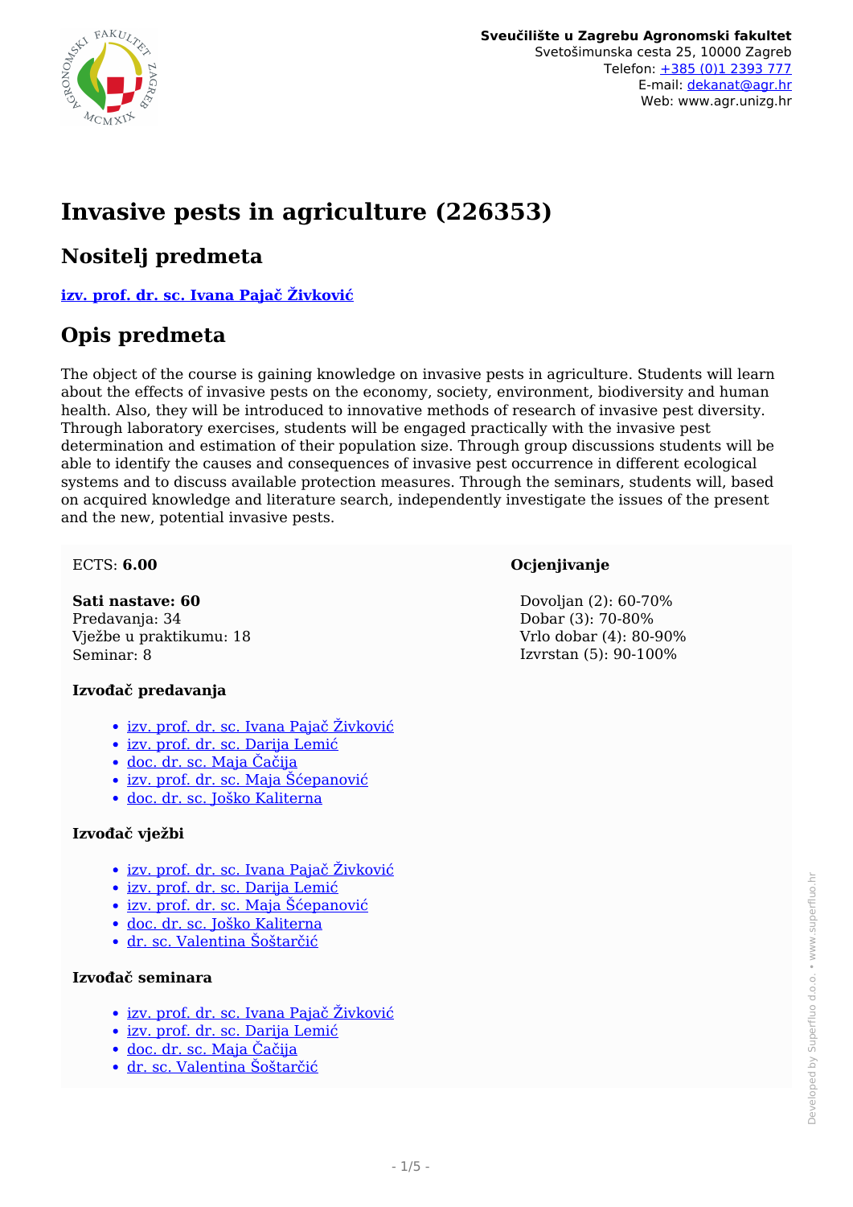**Sveučilište u Zagrebu Agronomski fakultet**
Svetošimunska cesta 25, 10000 Zagreb
Telefon: +385 (0)1 2393 777
E-mail: dekanat@agr.hr
Web: www.agr.unizg.hr

# Invasive pests in agriculture (226353)

## Nositelj predmeta

**izv. prof. dr. sc. Ivana Pajač Živković**

## Opis predmeta

The object of the course is gaining knowledge on invasive pests in agriculture. Students will learn about the effects of invasive pests on the economy, society, environment, biodiversity and human health. Also, they will be introduced to innovative methods of research of invasive pest diversity. Through laboratory exercises, students will be engaged practically with the invasive pest determination and estimation of their population size. Through group discussions students will be able to identify the causes and consequences of invasive pest occurrence in different ecological systems and to discuss available protection measures. Through the seminars, students will, based on acquired knowledge and literature search, independently investigate the issues of the present and the new, potential invasive pests.

ECTS: **6.00**

**Sati nastave: 60**
Predavanja: 34
Vježbe u praktikumu: 18
Seminar: 8

**Izvođač predavanja**

- izv. prof. dr. sc. Ivana Pajač Živković
- izv. prof. dr. sc. Darija Lemić
- doc. dr. sc. Maja Čačija
- izv. prof. dr. sc. Maja Šćepanović
- doc. dr. sc. Joško Kaliterna

**Izvođač vježbi**

- izv. prof. dr. sc. Ivana Pajač Živković
- izv. prof. dr. sc. Darija Lemić
- izv. prof. dr. sc. Maja Šćepanović
- doc. dr. sc. Joško Kaliterna
- dr. sc. Valentina Šoštarčić

**Izvođač seminara**

- izv. prof. dr. sc. Ivana Pajač Živković
- izv. prof. dr. sc. Darija Lemić
- doc. dr. sc. Maja Čačija
- dr. sc. Valentina Šoštarčić

**Ocjenjivanje**

Dovoljan (2): 60-70%
Dobar (3): 70-80%
Vrlo dobar (4): 80-90%
Izvrstan (5): 90-100%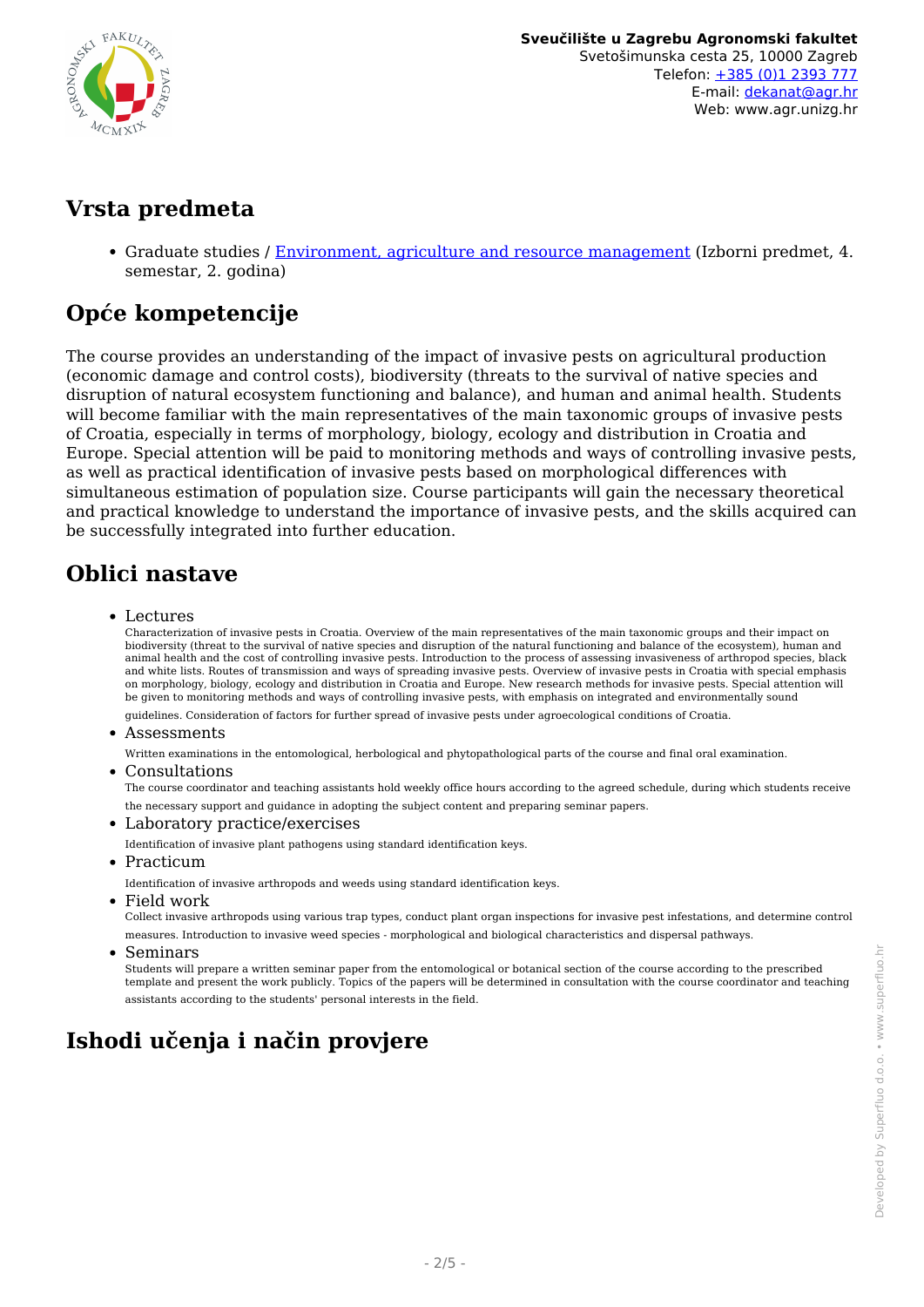## Vrsta predmeta

- Graduate studies / Environment, agriculture and resource management (Izborni predmet, 4. semestar, 2. godina)

## Opće kompetencije

The course provides an understanding of the impact of invasive pests on agricultural production (economic damage and control costs), biodiversity (threats to the survival of native species and disruption of natural ecosystem functioning and balance), and human and animal health. Students will become familiar with the main representatives of the main taxonomic groups of invasive pests of Croatia, especially in terms of morphology, biology, ecology and distribution in Croatia and Europe. Special attention will be paid to monitoring methods and ways of controlling invasive pests, as well as practical identification of invasive pests based on morphological differences with simultaneous estimation of population size. Course participants will gain the necessary theoretical and practical knowledge to understand the importance of invasive pests, and the skills acquired can be successfully integrated into further education.

## Oblici nastave

- Lectures
  Characterization of invasive pests in Croatia. Overview of the main representatives of the main taxonomic groups and their impact on biodiversity (threat to the survival of native species and disruption of the natural functioning and balance of the ecosystem), human and animal health and the cost of controlling invasive pests. Introduction to the process of assessing invasiveness of arthropod species, black and white lists. Routes of transmission and ways of spreading invasive pests. Overview of invasive pests in Croatia with special emphasis on morphology, biology, ecology and distribution in Croatia and Europe. New research methods for invasive pests. Special attention will be given to monitoring methods and ways of controlling invasive pests, with emphasis on integrated and environmentally sound guidelines. Consideration of factors for further spread of invasive pests under agroecological conditions of Croatia.
- Assessments
  Written examinations in the entomological, herbological and phytopathological parts of the course and final oral examination.
- Consultations
  The course coordinator and teaching assistants hold weekly office hours according to the agreed schedule, during which students receive the necessary support and guidance in adopting the subject content and preparing seminar papers.
- Laboratory practice/exercises
  Identification of invasive plant pathogens using standard identification keys.
- Practicum
  Identification of invasive arthropods and weeds using standard identification keys.
- Field work
  Collect invasive arthropods using various trap types, conduct plant organ inspections for invasive pest infestations, and determine control measures. Introduction to invasive weed species - morphological and biological characteristics and dispersal pathways.
- Seminars
  Students will prepare a written seminar paper from the entomological or botanical section of the course according to the prescribed template and present the work publicly. Topics of the papers will be determined in consultation with the course coordinator and teaching assistants according to the students' personal interests in the field.

## Ishodi učenja i način provjere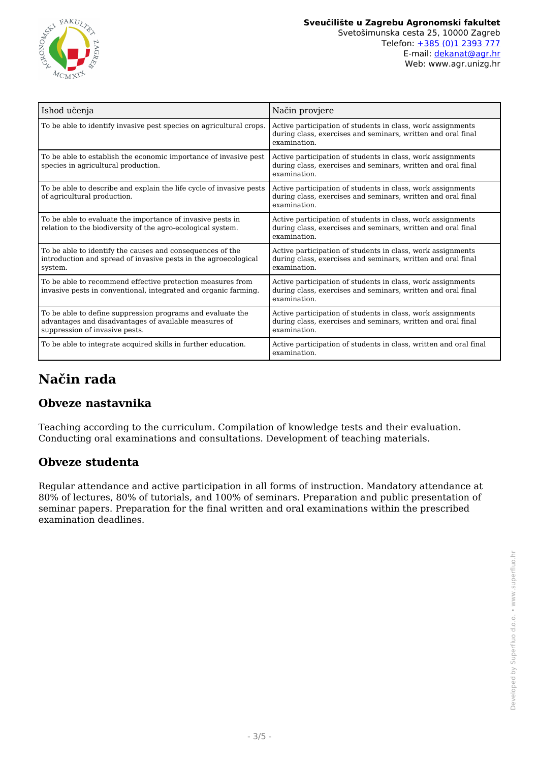| Ishod učenja | Način provjere |
| --- | --- |
| To be able to identify invasive pest species on agricultural crops. | Active participation of students in class, work assignments during class, exercises and seminars, written and oral final examination. |
| To be able to establish the economic importance of invasive pest species in agricultural production. | Active participation of students in class, work assignments during class, exercises and seminars, written and oral final examination. |
| To be able to describe and explain the life cycle of invasive pests of agricultural production. | Active participation of students in class, work assignments during class, exercises and seminars, written and oral final examination. |
| To be able to evaluate the importance of invasive pests in relation to the biodiversity of the agro-ecological system. | Active participation of students in class, work assignments during class, exercises and seminars, written and oral final examination. |
| To be able to identify the causes and consequences of the introduction and spread of invasive pests in the agroecological system. | Active participation of students in class, work assignments during class, exercises and seminars, written and oral final examination. |
| To be able to recommend effective protection measures from invasive pests in conventional, integrated and organic farming. | Active participation of students in class, work assignments during class, exercises and seminars, written and oral final examination. |
| To be able to define suppression programs and evaluate the advantages and disadvantages of available measures of suppression of invasive pests. | Active participation of students in class, work assignments during class, exercises and seminars, written and oral final examination. |
| To be able to integrate acquired skills in further education. | Active participation of students in class, written and oral final examination. |

# Način rada

## Obveze nastavnika

Teaching according to the curriculum. Compilation of knowledge tests and their evaluation. Conducting oral examinations and consultations. Development of teaching materials.

## Obveze studenta

Regular attendance and active participation in all forms of instruction. Mandatory attendance at 80% of lectures, 80% of tutorials, and 100% of seminars. Preparation and public presentation of seminar papers. Preparation for the final written and oral examinations within the prescribed examination deadlines.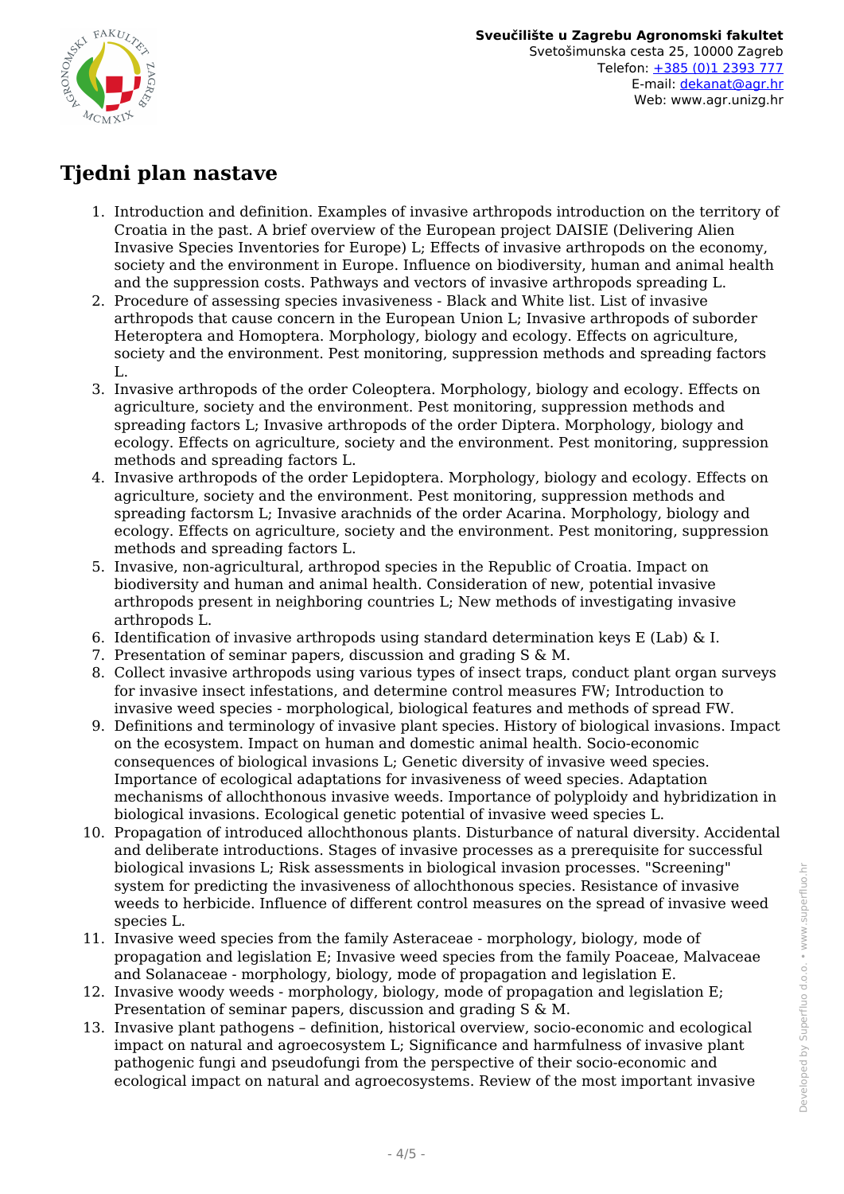## Tjedni plan nastave

1. Introduction and definition. Examples of invasive arthropods introduction on the territory of Croatia in the past. A brief overview of the European project DAISIE (Delivering Alien Invasive Species Inventories for Europe) L; Effects of invasive arthropods on the economy, society and the environment in Europe. Influence on biodiversity, human and animal health and the suppression costs. Pathways and vectors of invasive arthropods spreading L.
2. Procedure of assessing species invasiveness - Black and White list. List of invasive arthropods that cause concern in the European Union L; Invasive arthropods of suborder Heteroptera and Homoptera. Morphology, biology and ecology. Effects on agriculture, society and the environment. Pest monitoring, suppression methods and spreading factors L.
3. Invasive arthropods of the order Coleoptera. Morphology, biology and ecology. Effects on agriculture, society and the environment. Pest monitoring, suppression methods and spreading factors L; Invasive arthropods of the order Diptera. Morphology, biology and ecology. Effects on agriculture, society and the environment. Pest monitoring, suppression methods and spreading factors L.
4. Invasive arthropods of the order Lepidoptera. Morphology, biology and ecology. Effects on agriculture, society and the environment. Pest monitoring, suppression methods and spreading factorsm L; Invasive arachnids of the order Acarina. Morphology, biology and ecology. Effects on agriculture, society and the environment. Pest monitoring, suppression methods and spreading factors L.
5. Invasive, non-agricultural, arthropod species in the Republic of Croatia. Impact on biodiversity and human and animal health. Consideration of new, potential invasive arthropods present in neighboring countries L; New methods of investigating invasive arthropods L.
6. Identification of invasive arthropods using standard determination keys E (Lab) & I.
7. Presentation of seminar papers, discussion and grading S & M.
8. Collect invasive arthropods using various types of insect traps, conduct plant organ surveys for invasive insect infestations, and determine control measures FW; Introduction to invasive weed species - morphological, biological features and methods of spread FW.
9. Definitions and terminology of invasive plant species. History of biological invasions. Impact on the ecosystem. Impact on human and domestic animal health. Socio-economic consequences of biological invasions L; Genetic diversity of invasive weed species. Importance of ecological adaptations for invasiveness of weed species. Adaptation mechanisms of allochthonous invasive weeds. Importance of polyploidy and hybridization in biological invasions. Ecological genetic potential of invasive weed species L.
10. Propagation of introduced allochthonous plants. Disturbance of natural diversity. Accidental and deliberate introductions. Stages of invasive processes as a prerequisite for successful biological invasions L; Risk assessments in biological invasion processes. "Screening" system for predicting the invasiveness of allochthonous species. Resistance of invasive weeds to herbicide. Influence of different control measures on the spread of invasive weed species L.
11. Invasive weed species from the family Asteraceae - morphology, biology, mode of propagation and legislation E; Invasive weed species from the family Poaceae, Malvaceae and Solanaceae - morphology, biology, mode of propagation and legislation E.
12. Invasive woody weeds - morphology, biology, mode of propagation and legislation E; Presentation of seminar papers, discussion and grading S & M.
13. Invasive plant pathogens – definition, historical overview, socio-economic and ecological impact on natural and agroecosystem L; Significance and harmfulness of invasive plant pathogenic fungi and pseudofungi from the perspective of their socio-economic and ecological impact on natural and agroecosystems. Review of the most important invasive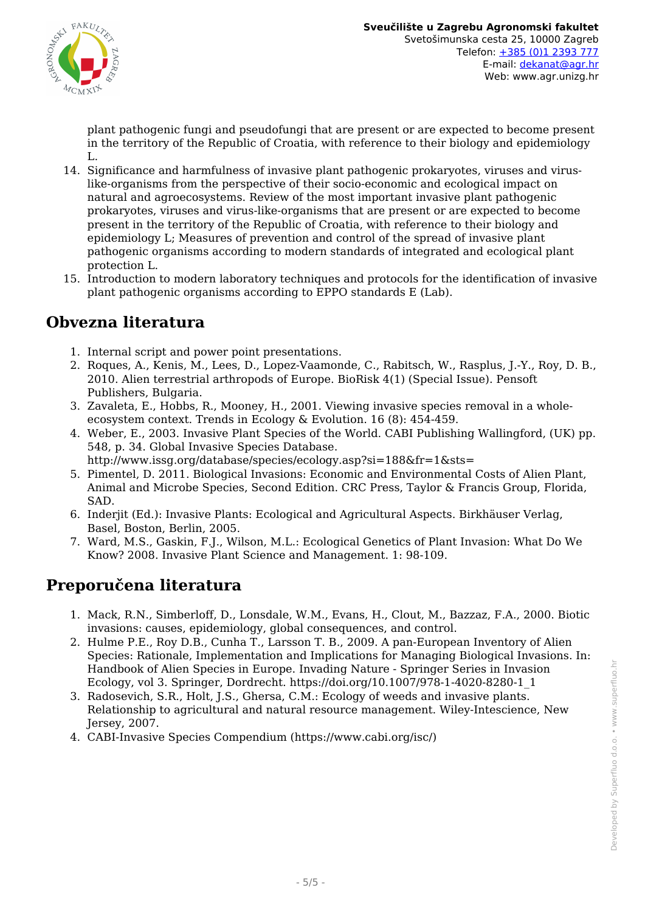plant pathogenic fungi and pseudofungi that are present or are expected to become present in the territory of the Republic of Croatia, with reference to their biology and epidemiology L.

14. Significance and harmfulness of invasive plant pathogenic prokaryotes, viruses and virus-like-organisms from the perspective of their socio-economic and ecological impact on natural and agroecosystems. Review of the most important invasive plant pathogenic prokaryotes, viruses and virus-like-organisms that are present or are expected to become present in the territory of the Republic of Croatia, with reference to their biology and epidemiology L; Measures of prevention and control of the spread of invasive plant pathogenic organisms according to modern standards of integrated and ecological plant protection L.
15. Introduction to modern laboratory techniques and protocols for the identification of invasive plant pathogenic organisms according to EPPO standards E (Lab).

## Obvezna literatura

1. Internal script and power point presentations.
2. Roques, A., Kenis, M., Lees, D., Lopez-Vaamonde, C., Rabitsch, W., Rasplus, J.-Y., Roy, D. B., 2010. Alien terrestrial arthropods of Europe. BioRisk 4(1) (Special Issue). Pensoft Publishers, Bulgaria.
3. Zavaleta, E., Hobbs, R., Mooney, H., 2001. Viewing invasive species removal in a whole-ecosystem context. Trends in Ecology & Evolution. 16 (8): 454-459.
4. Weber, E., 2003. Invasive Plant Species of the World. CABI Publishing Wallingford, (UK) pp. 548, p. 34. Global Invasive Species Database. http://www.issg.org/database/species/ecology.asp?si=188&fr=1&sts=
5. Pimentel, D. 2011. Biological Invasions: Economic and Environmental Costs of Alien Plant, Animal and Microbe Species, Second Edition. CRC Press, Taylor & Francis Group, Florida, SAD.
6. Inderjit (Ed.): Invasive Plants: Ecological and Agricultural Aspects. Birkhäuser Verlag, Basel, Boston, Berlin, 2005.
7. Ward, M.S., Gaskin, F.J., Wilson, M.L.: Ecological Genetics of Plant Invasion: What Do We Know? 2008. Invasive Plant Science and Management. 1: 98-109.

## Preporučena literatura

1. Mack, R.N., Simberloff, D., Lonsdale, W.M., Evans, H., Clout, M., Bazzaz, F.A., 2000. Biotic invasions: causes, epidemiology, global consequences, and control.
2. Hulme P.E., Roy D.B., Cunha T., Larsson T. B., 2009. A pan-European Inventory of Alien Species: Rationale, Implementation and Implications for Managing Biological Invasions. In: Handbook of Alien Species in Europe. Invading Nature - Springer Series in Invasion Ecology, vol 3. Springer, Dordrecht. https://doi.org/10.1007/978-1-4020-8280-1_1
3. Radosevich, S.R., Holt, J.S., Ghersa, C.M.: Ecology of weeds and invasive plants. Relationship to agricultural and natural resource management. Wiley-Intescience, New Jersey, 2007.
4. CABI-Invasive Species Compendium (https://www.cabi.org/isc/)